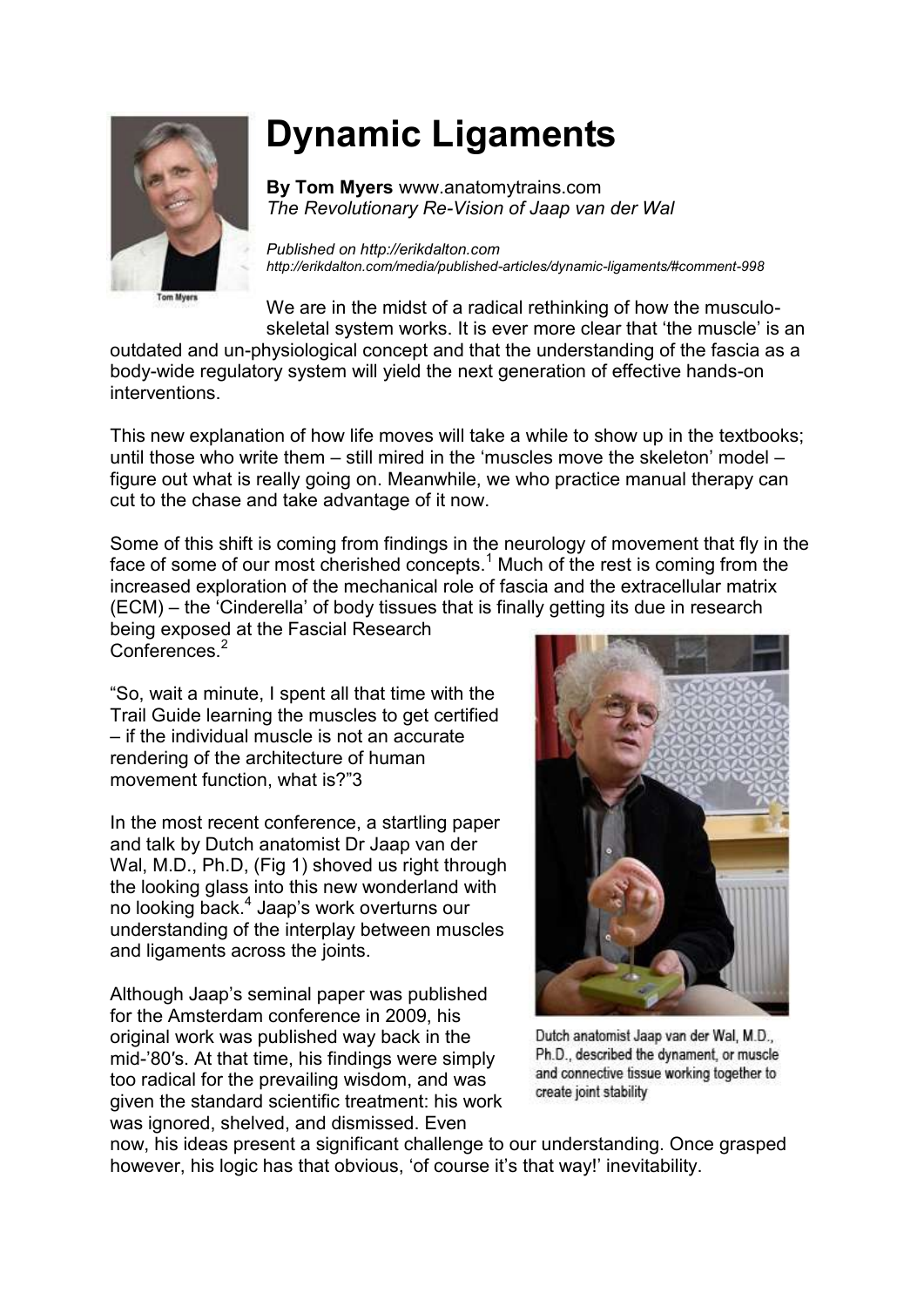# Dynamic Ligaments

**By Tom Myers** www.anatomytrains.com
*The Revolutionary Re-Vision of Jaap van der Wal*

*Published on http://erikdalton.com*
*http://erikdalton.com/media/published-articles/dynamic-ligaments/#comment-998*

Tom Myers

We are in the midst of a radical rethinking of how the musculo-skeletal system works. It is ever more clear that 'the muscle' is an outdated and un-physiological concept and that the understanding of the fascia as a body-wide regulatory system will yield the next generation of effective hands-on interventions.

This new explanation of how life moves will take a while to show up in the textbooks; until those who write them – still mired in the 'muscles move the skeleton' model – figure out what is really going on. Meanwhile, we who practice manual therapy can cut to the chase and take advantage of it now.

Some of this shift is coming from findings in the neurology of movement that fly in the face of some of our most cherished concepts.[1] Much of the rest is coming from the increased exploration of the mechanical role of fascia and the extracellular matrix (ECM) – the 'Cinderella' of body tissues that is finally getting its due in research being exposed at the Fascial Research Conferences.[2]

"So, wait a minute, I spent all that time with the Trail Guide learning the muscles to get certified – if the individual muscle is not an accurate rendering of the architecture of human movement function, what is?"3

In the most recent conference, a startling paper and talk by Dutch anatomist Dr Jaap van der Wal, M.D., Ph.D, (Fig 1) shoved us right through the looking glass into this new wonderland with no looking back.[4] Jaap's work overturns our understanding of the interplay between muscles and ligaments across the joints.

Dutch anatomist Jaap van der Wal, M.D., Ph.D., described the dynament, or muscle and connective tissue working together to create joint stability

Although Jaap's seminal paper was published for the Amsterdam conference in 2009, his original work was published way back in the mid-'80′s. At that time, his findings were simply too radical for the prevailing wisdom, and was given the standard scientific treatment: his work was ignored, shelved, and dismissed. Even now, his ideas present a significant challenge to our understanding. Once grasped however, his logic has that obvious, 'of course it's that way!' inevitability.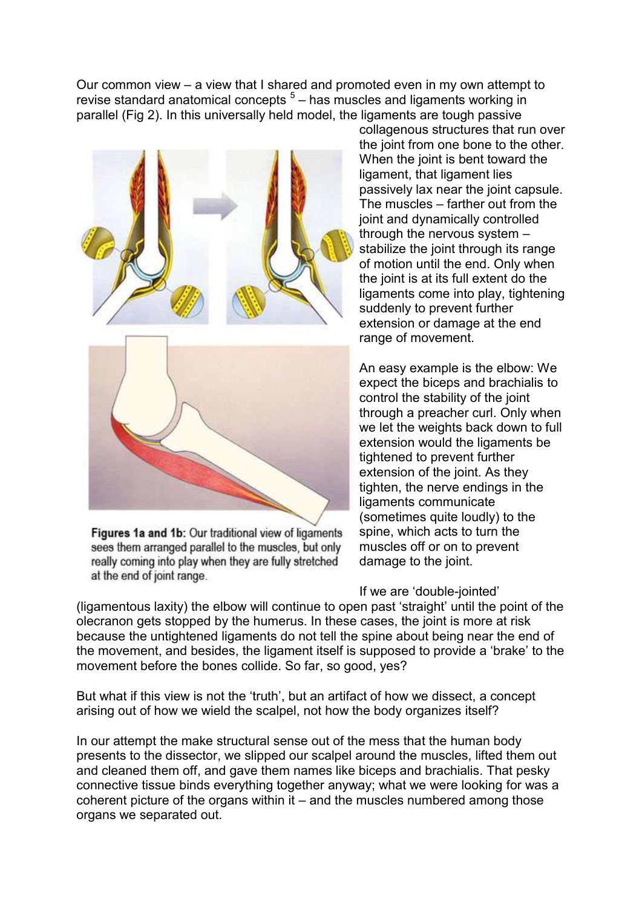Our common view – a view that I shared and promoted even in my own attempt to revise standard anatomical concepts [5] – has muscles and ligaments working in parallel (Fig 2). In this universally held model, the ligaments are tough passive collagenous structures that run over the joint from one bone to the other. When the joint is bent toward the ligament, that ligament lies passively lax near the joint capsule. The muscles – farther out from the joint and dynamically controlled through the nervous system – stabilize the joint through its range of motion until the end. Only when the joint is at its full extent do the ligaments come into play, tightening suddenly to prevent further extension or damage at the end range of movement.

**Figures 1a and 1b:** Our traditional view of ligaments sees them arranged parallel to the muscles, but only really coming into play when they are fully stretched at the end of joint range.

An easy example is the elbow: We expect the biceps and brachialis to control the stability of the joint through a preacher curl. Only when we let the weights back down to full extension would the ligaments be tightened to prevent further extension of the joint. As they tighten, the nerve endings in the ligaments communicate (sometimes quite loudly) to the spine, which acts to turn the muscles off or on to prevent damage to the joint.

If we are 'double-jointed' (ligamentous laxity) the elbow will continue to open past 'straight' until the point of the olecranon gets stopped by the humerus. In these cases, the joint is more at risk because the untightened ligaments do not tell the spine about being near the end of the movement, and besides, the ligament itself is supposed to provide a 'brake' to the movement before the bones collide. So far, so good, yes?

But what if this view is not the 'truth', but an artifact of how we dissect, a concept arising out of how we wield the scalpel, not how the body organizes itself?

In our attempt the make structural sense out of the mess that the human body presents to the dissector, we slipped our scalpel around the muscles, lifted them out and cleaned them off, and gave them names like biceps and brachialis. That pesky connective tissue binds everything together anyway; what we were looking for was a coherent picture of the organs within it – and the muscles numbered among those organs we separated out.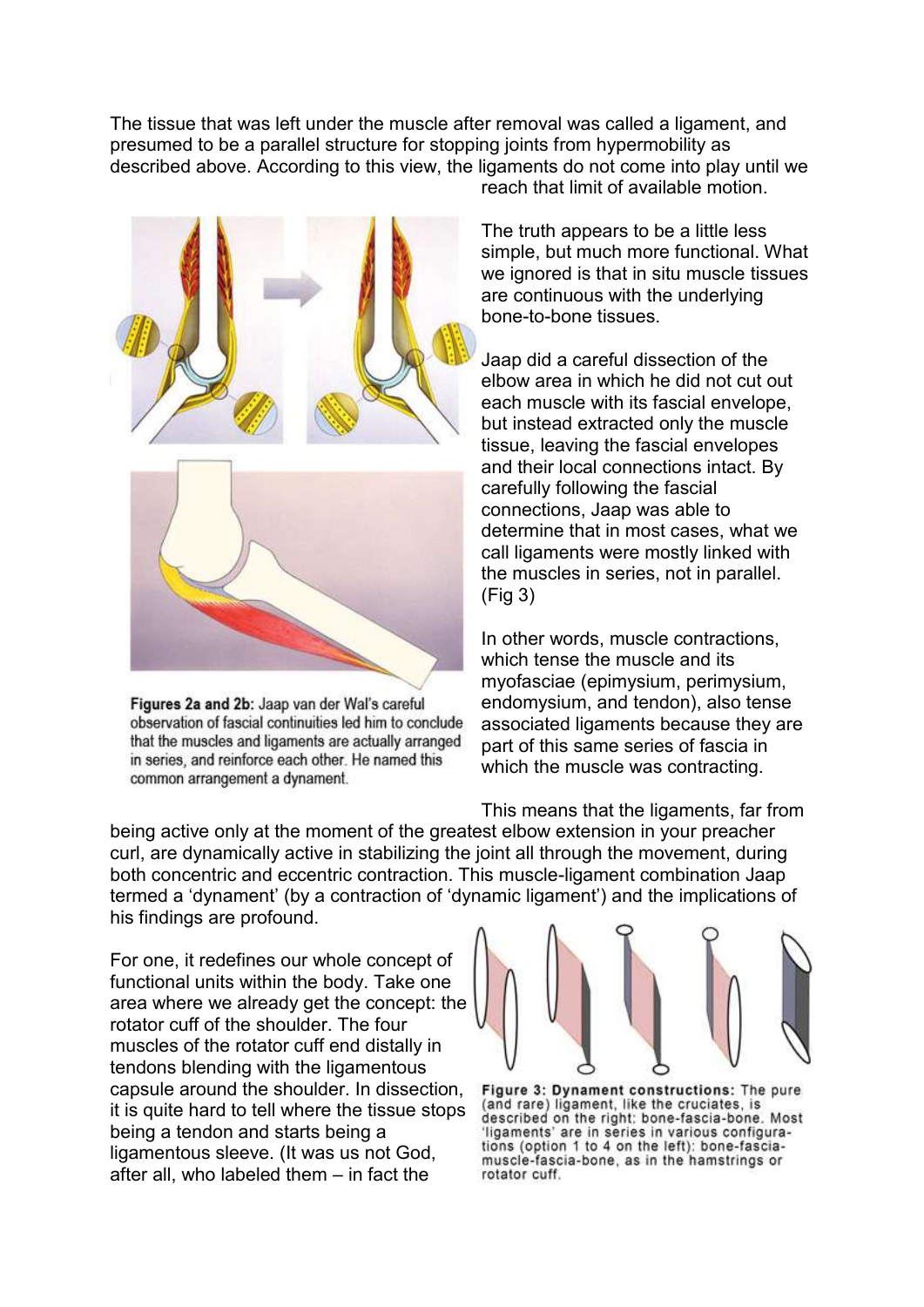The tissue that was left under the muscle after removal was called a ligament, and presumed to be a parallel structure for stopping joints from hypermobility as described above. According to this view, the ligaments do not come into play until we reach that limit of available motion.

The truth appears to be a little less simple, but much more functional. What we ignored is that in situ muscle tissues are continuous with the underlying bone-to-bone tissues.

Jaap did a careful dissection of the elbow area in which he did not cut out each muscle with its fascial envelope, but instead extracted only the muscle tissue, leaving the fascial envelopes and their local connections intact. By carefully following the fascial connections, Jaap was able to determine that in most cases, what we call ligaments were mostly linked with the muscles in series, not in parallel. (Fig 3)

**Figures 2a and 2b:** Jaap van der Wal's careful observation of fascial continuities led him to conclude that the muscles and ligaments are actually arranged in series, and reinforce each other. He named this common arrangement a dynament.

In other words, muscle contractions, which tense the muscle and its myofasciae (epimysium, perimysium, endomysium, and tendon), also tense associated ligaments because they are part of this same series of fascia in which the muscle was contracting.

This means that the ligaments, far from being active only at the moment of the greatest elbow extension in your preacher curl, are dynamically active in stabilizing the joint all through the movement, during both concentric and eccentric contraction. This muscle-ligament combination Jaap termed a 'dynament' (by a contraction of 'dynamic ligament') and the implications of his findings are profound.

For one, it redefines our whole concept of functional units within the body. Take one area where we already get the concept: the rotator cuff of the shoulder. The four muscles of the rotator cuff end distally in tendons blending with the ligamentous capsule around the shoulder. In dissection, it is quite hard to tell where the tissue stops being a tendon and starts being a ligamentous sleeve. (It was us not God, after all, who labeled them – in fact the

**Figure 3: Dynament constructions:** The pure (and rare) ligament, like the cruciates, is described on the right: bone-fascia-bone. Most 'ligaments' are in series in various configurations (option 1 to 4 on the left): bone-fascia-muscle-fascia-bone, as in the hamstrings or rotator cuff.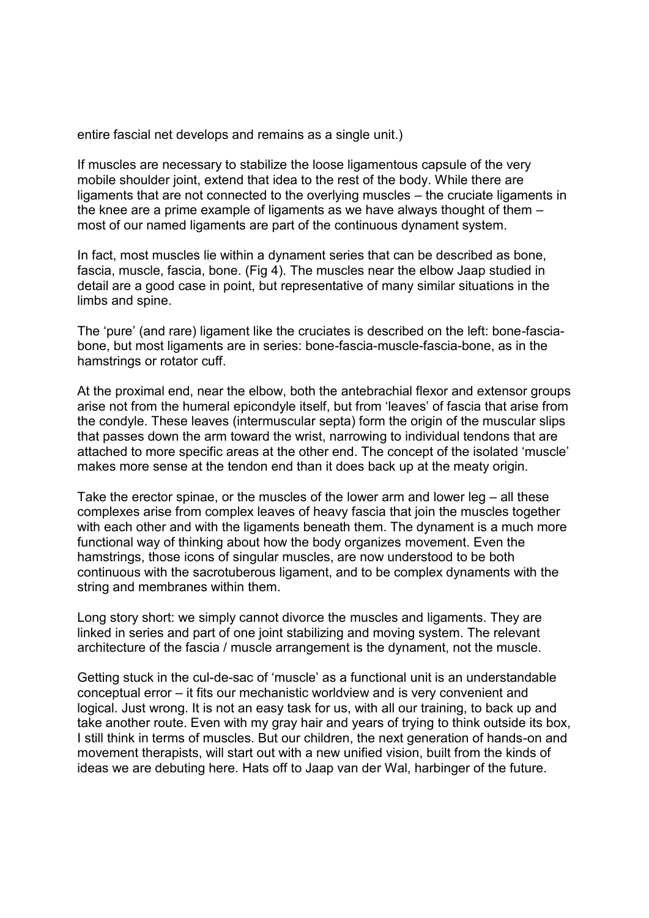entire fascial net develops and remains as a single unit.)

If muscles are necessary to stabilize the loose ligamentous capsule of the very mobile shoulder joint, extend that idea to the rest of the body. While there are ligaments that are not connected to the overlying muscles – the cruciate ligaments in the knee are a prime example of ligaments as we have always thought of them – most of our named ligaments are part of the continuous dynament system.

In fact, most muscles lie within a dynament series that can be described as bone, fascia, muscle, fascia, bone. (Fig 4). The muscles near the elbow Jaap studied in detail are a good case in point, but representative of many similar situations in the limbs and spine.

The 'pure' (and rare) ligament like the cruciates is described on the left: bone-fascia-bone, but most ligaments are in series: bone-fascia-muscle-fascia-bone, as in the hamstrings or rotator cuff.

At the proximal end, near the elbow, both the antebrachial flexor and extensor groups arise not from the humeral epicondyle itself, but from 'leaves' of fascia that arise from the condyle. These leaves (intermuscular septa) form the origin of the muscular slips that passes down the arm toward the wrist, narrowing to individual tendons that are attached to more specific areas at the other end. The concept of the isolated 'muscle' makes more sense at the tendon end than it does back up at the meaty origin.

Take the erector spinae, or the muscles of the lower arm and lower leg – all these complexes arise from complex leaves of heavy fascia that join the muscles together with each other and with the ligaments beneath them. The dynament is a much more functional way of thinking about how the body organizes movement. Even the hamstrings, those icons of singular muscles, are now understood to be both continuous with the sacrotuberous ligament, and to be complex dynaments with the string and membranes within them.

Long story short: we simply cannot divorce the muscles and ligaments. They are linked in series and part of one joint stabilizing and moving system. The relevant architecture of the fascia / muscle arrangement is the dynament, not the muscle.

Getting stuck in the cul-de-sac of 'muscle' as a functional unit is an understandable conceptual error – it fits our mechanistic worldview and is very convenient and logical. Just wrong. It is not an easy task for us, with all our training, to back up and take another route. Even with my gray hair and years of trying to think outside its box, I still think in terms of muscles. But our children, the next generation of hands-on and movement therapists, will start out with a new unified vision, built from the kinds of ideas we are debuting here. Hats off to Jaap van der Wal, harbinger of the future.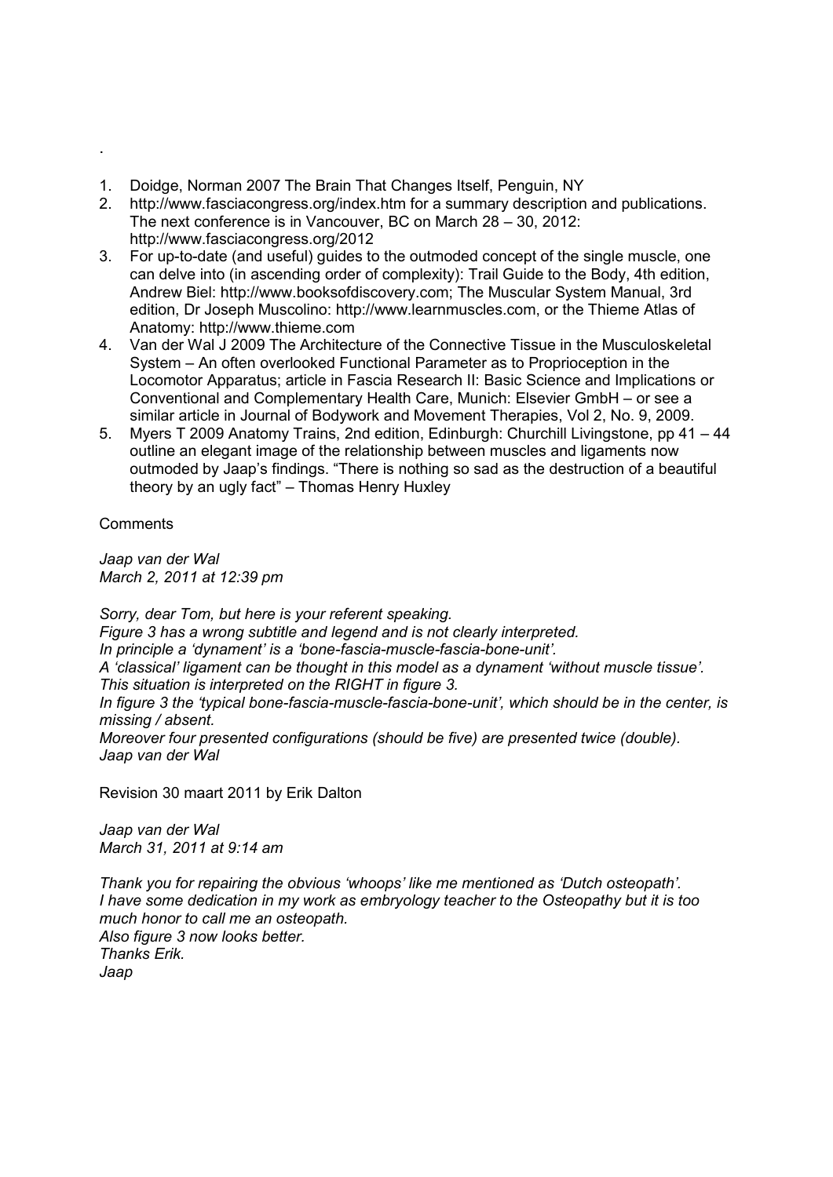.

1. Doidge, Norman 2007 The Brain That Changes Itself, Penguin, NY
2. http://www.fasciacongress.org/index.htm for a summary description and publications. The next conference is in Vancouver, BC on March 28 – 30, 2012: http://www.fasciacongress.org/2012
3. For up-to-date (and useful) guides to the outmoded concept of the single muscle, one can delve into (in ascending order of complexity): Trail Guide to the Body, 4th edition, Andrew Biel: http://www.booksofdiscovery.com; The Muscular System Manual, 3rd edition, Dr Joseph Muscolino: http://www.learnmuscles.com, or the Thieme Atlas of Anatomy: http://www.thieme.com
4. Van der Wal J 2009 The Architecture of the Connective Tissue in the Musculoskeletal System – An often overlooked Functional Parameter as to Proprioception in the Locomotor Apparatus; article in Fascia Research II: Basic Science and Implications or Conventional and Complementary Health Care, Munich: Elsevier GmbH – or see a similar article in Journal of Bodywork and Movement Therapies, Vol 2, No. 9, 2009.
5. Myers T 2009 Anatomy Trains, 2nd edition, Edinburgh: Churchill Livingstone, pp 41 – 44 outline an elegant image of the relationship between muscles and ligaments now outmoded by Jaap's findings. "There is nothing so sad as the destruction of a beautiful theory by an ugly fact" – Thomas Henry Huxley

Comments

*Jaap van der Wal*
*March 2, 2011 at 12:39 pm*

*Sorry, dear Tom, but here is your referent speaking.*
*Figure 3 has a wrong subtitle and legend and is not clearly interpreted.*
*In principle a 'dynament' is a 'bone-fascia-muscle-fascia-bone-unit'.*
*A 'classical' ligament can be thought in this model as a dynament 'without muscle tissue'.*
*This situation is interpreted on the RIGHT in figure 3.*
*In figure 3 the 'typical bone-fascia-muscle-fascia-bone-unit', which should be in the center, is missing / absent.*
*Moreover four presented configurations (should be five) are presented twice (double).*
*Jaap van der Wal*

Revision 30 maart 2011 by Erik Dalton

*Jaap van der Wal*
*March 31, 2011 at 9:14 am*

*Thank you for repairing the obvious 'whoops' like me mentioned as 'Dutch osteopath'.*
*I have some dedication in my work as embryology teacher to the Osteopathy but it is too much honor to call me an osteopath.*
*Also figure 3 now looks better.*
*Thanks Erik.*
*Jaap*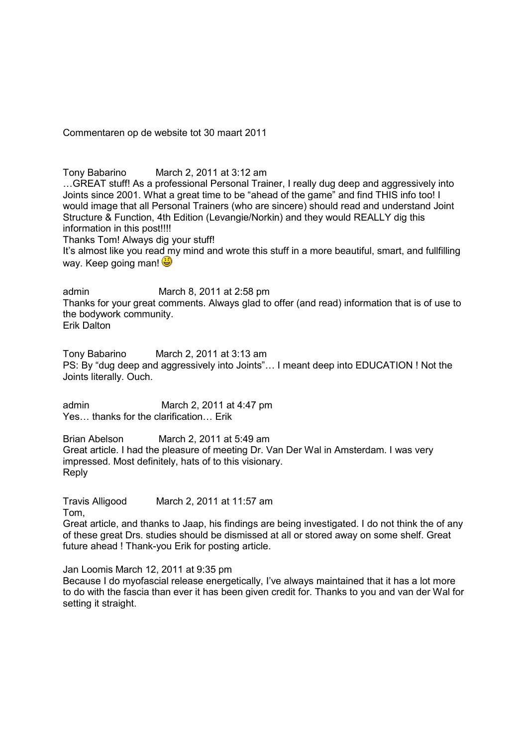Commentaren op de website tot 30 maart 2011

Tony Babarino March 2, 2011 at 3:12 am
…GREAT stuff! As a professional Personal Trainer, I really dug deep and aggressively into Joints since 2001. What a great time to be "ahead of the game" and find THIS info too! I would image that all Personal Trainers (who are sincere) should read and understand Joint Structure & Function, 4th Edition (Levangie/Norkin) and they would REALLY dig this information in this post!!!!
Thanks Tom! Always dig your stuff!
It's almost like you read my mind and wrote this stuff in a more beautiful, smart, and fullfilling way. Keep going man! 😀

admin March 8, 2011 at 2:58 pm
Thanks for your great comments. Always glad to offer (and read) information that is of use to the bodywork community.
Erik Dalton

Tony Babarino March 2, 2011 at 3:13 am
PS: By "dug deep and aggressively into Joints"… I meant deep into EDUCATION ! Not the Joints literally. Ouch.

admin March 2, 2011 at 4:47 pm
Yes… thanks for the clarification… Erik

Brian Abelson March 2, 2011 at 5:49 am
Great article. I had the pleasure of meeting Dr. Van Der Wal in Amsterdam. I was very impressed. Most definitely, hats of to this visionary.
Reply

Travis Alligood March 2, 2011 at 11:57 am
Tom,
Great article, and thanks to Jaap, his findings are being investigated. I do not think the of any of these great Drs. studies should be dismissed at all or stored away on some shelf. Great future ahead ! Thank-you Erik for posting article.

Jan Loomis March 12, 2011 at 9:35 pm
Because I do myofascial release energetically, I've always maintained that it has a lot more to do with the fascia than ever it has been given credit for. Thanks to you and van der Wal for setting it straight.